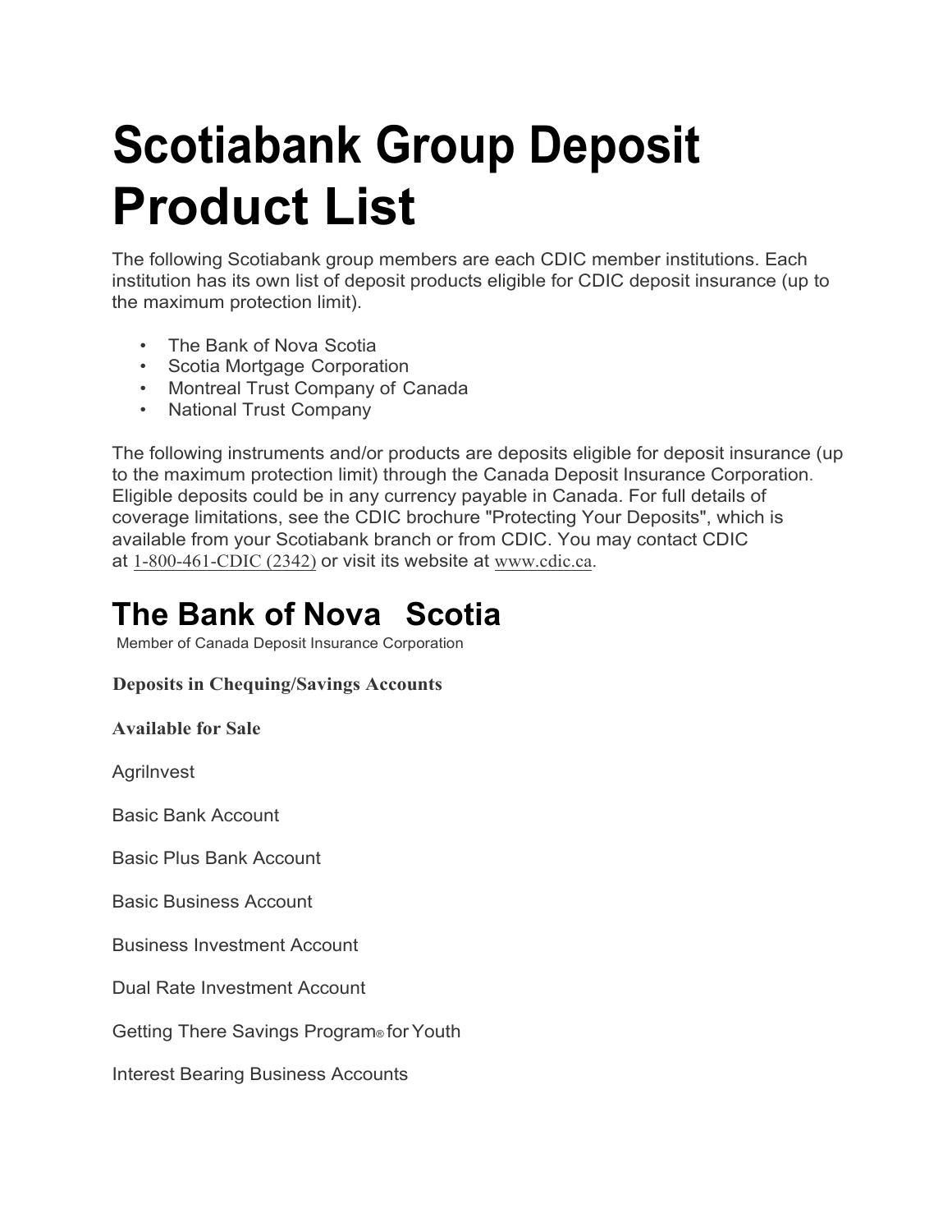# Scotiabank Group Deposit Product List

The following Scotiabank group members are each CDIC member institutions. Each institution has its own list of deposit products eligible for CDIC deposit insurance (up to the maximum protection limit).

- The Bank of Nova Scotia
- Scotia Mortgage Corporation
- Montreal Trust Company of Canada
- National Trust Company

The following instruments and/or products are deposits eligible for deposit insurance (up to the maximum protection limit) through the Canada Deposit Insurance Corporation. Eligible deposits could be in any currency payable in Canada. For full details of coverage limitations, see the CDIC brochure "Protecting Your Deposits", which is available from your Scotiabank branch or from CDIC. You may contact CDIC at 1-800-461-CDIC (2342) or visit its website at www.cdic.ca.

## The Bank of Nova Scotia

Member of Canada Deposit Insurance Corporation

**Deposits in Chequing/Savings Accounts**

**Available for Sale**

AgriInvest

Basic Bank Account

Basic Plus Bank Account

Basic Business Account

Business Investment Account

Dual Rate Investment Account

Getting There Savings Program® for Youth

Interest Bearing Business Accounts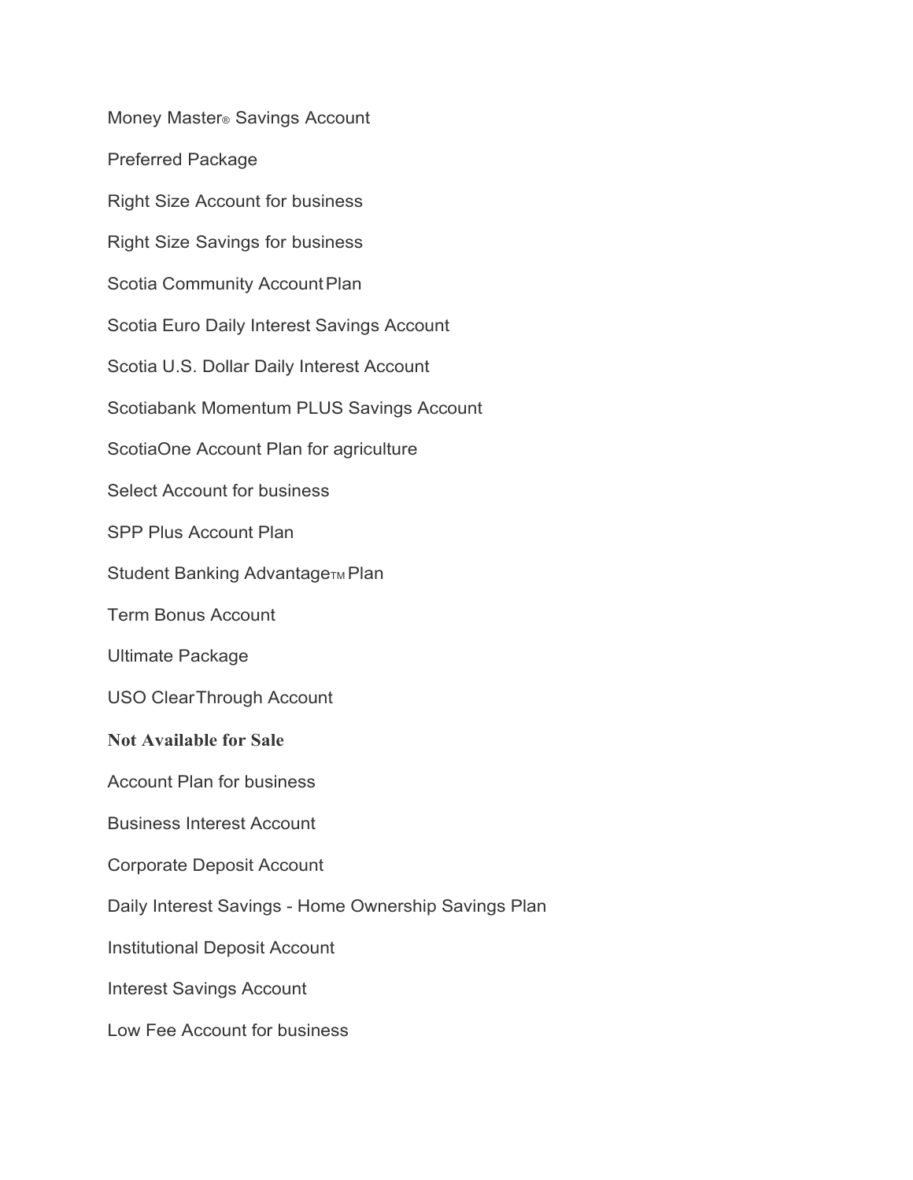Money Master® Savings Account

Preferred Package

Right Size Account for business

Right Size Savings for business

Scotia Community Account Plan

Scotia Euro Daily Interest Savings Account

Scotia U.S. Dollar Daily Interest Account

Scotiabank Momentum PLUS Savings Account

ScotiaOne Account Plan for agriculture

Select Account for business

SPP Plus Account Plan

Student Banking Advantage™ Plan

Term Bonus Account

Ultimate Package

USO ClearThrough Account

**Not Available for Sale**

Account Plan for business

Business Interest Account

Corporate Deposit Account

Daily Interest Savings - Home Ownership Savings Plan

Institutional Deposit Account

Interest Savings Account

Low Fee Account for business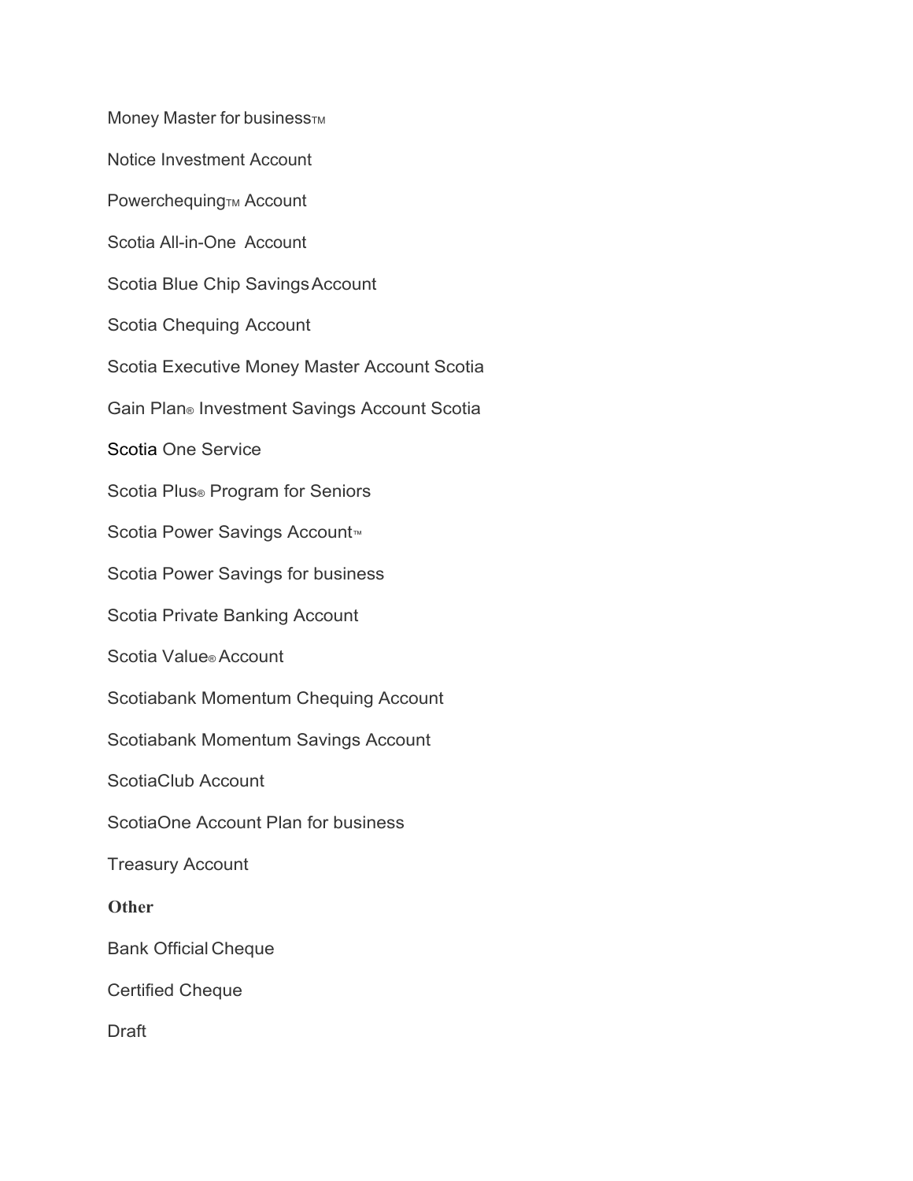Money Master for business™

Notice Investment Account

Powerchequing™ Account

Scotia All-in-One Account

Scotia Blue Chip Savings Account

Scotia Chequing Account

Scotia Executive Money Master Account Scotia

Gain Plan® Investment Savings Account Scotia

Scotia One Service

Scotia Plus® Program for Seniors

Scotia Power Savings Account™

Scotia Power Savings for business

Scotia Private Banking Account

Scotia Value® Account

Scotiabank Momentum Chequing Account

Scotiabank Momentum Savings Account

ScotiaClub Account

ScotiaOne Account Plan for business

Treasury Account

**Other**

Bank Official Cheque

Certified Cheque

Draft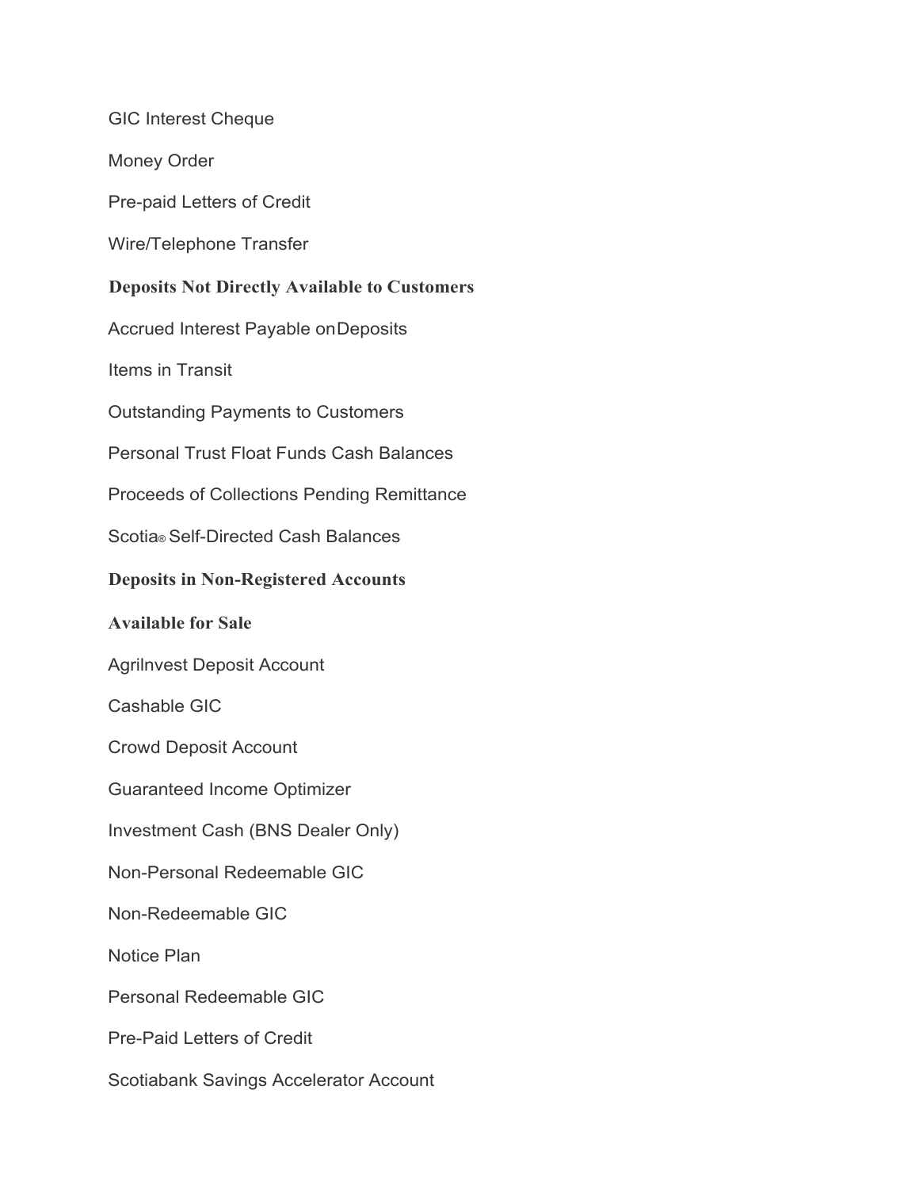GIC Interest Cheque

Money Order

Pre-paid Letters of Credit

Wire/Telephone Transfer

**Deposits Not Directly Available to Customers**

Accrued Interest Payable on Deposits

Items in Transit

Outstanding Payments to Customers

Personal Trust Float Funds Cash Balances

Proceeds of Collections Pending Remittance

Scotia® Self-Directed Cash Balances

**Deposits in Non-Registered Accounts**

**Available for Sale**

AgriInvest Deposit Account

Cashable GIC

Crowd Deposit Account

Guaranteed Income Optimizer

Investment Cash (BNS Dealer Only)

Non-Personal Redeemable GIC

Non-Redeemable GIC

Notice Plan

Personal Redeemable GIC

Pre-Paid Letters of Credit

Scotiabank Savings Accelerator Account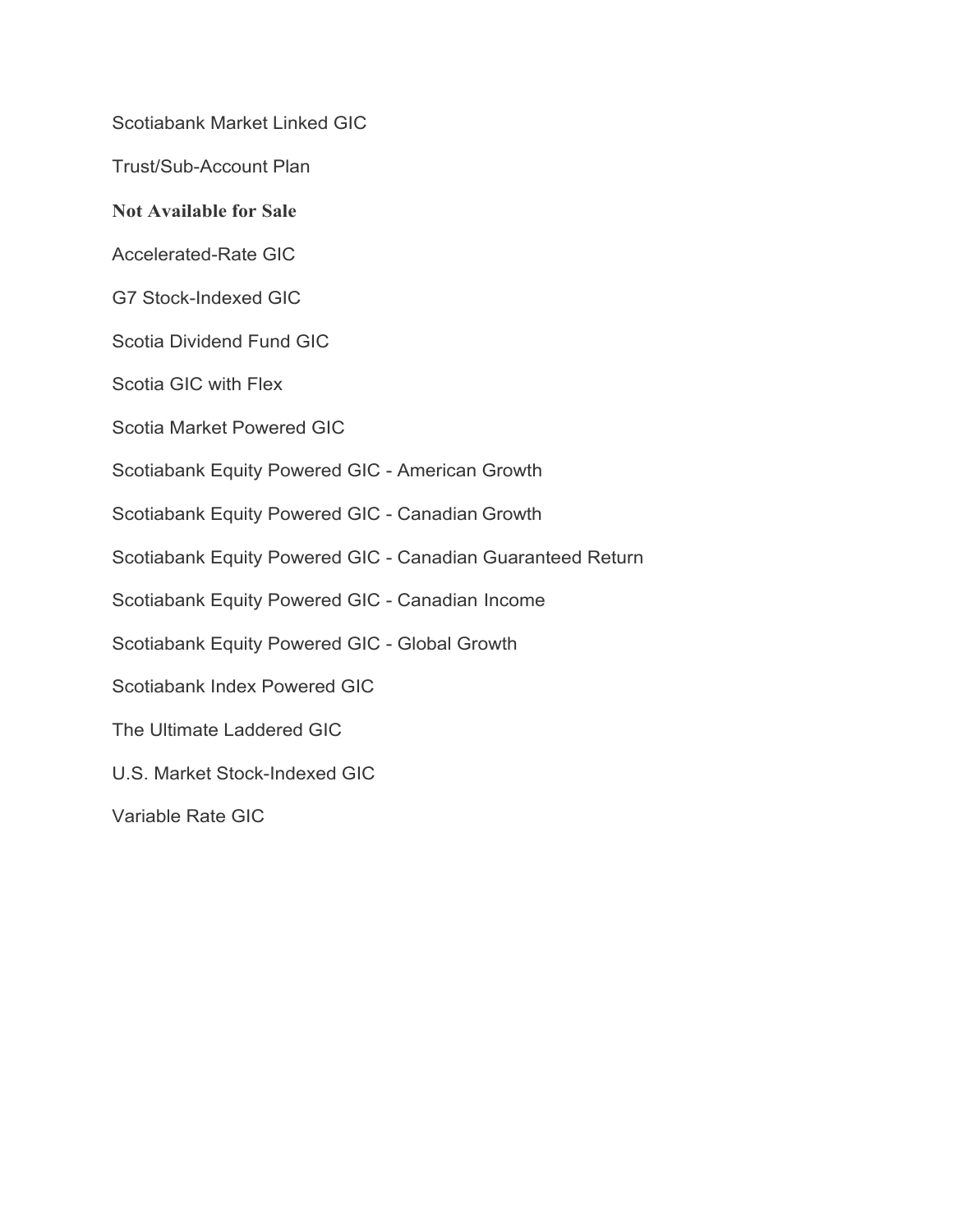Scotiabank Market Linked GIC

Trust/Sub-Account Plan

**Not Available for Sale**

Accelerated-Rate GIC

G7 Stock-Indexed GIC

Scotia Dividend Fund GIC

Scotia GIC with Flex

Scotia Market Powered GIC

Scotiabank Equity Powered GIC - American Growth

Scotiabank Equity Powered GIC - Canadian Growth

Scotiabank Equity Powered GIC - Canadian Guaranteed Return

Scotiabank Equity Powered GIC - Canadian Income

Scotiabank Equity Powered GIC - Global Growth

Scotiabank Index Powered GIC

The Ultimate Laddered GIC

U.S. Market Stock-Indexed GIC

Variable Rate GIC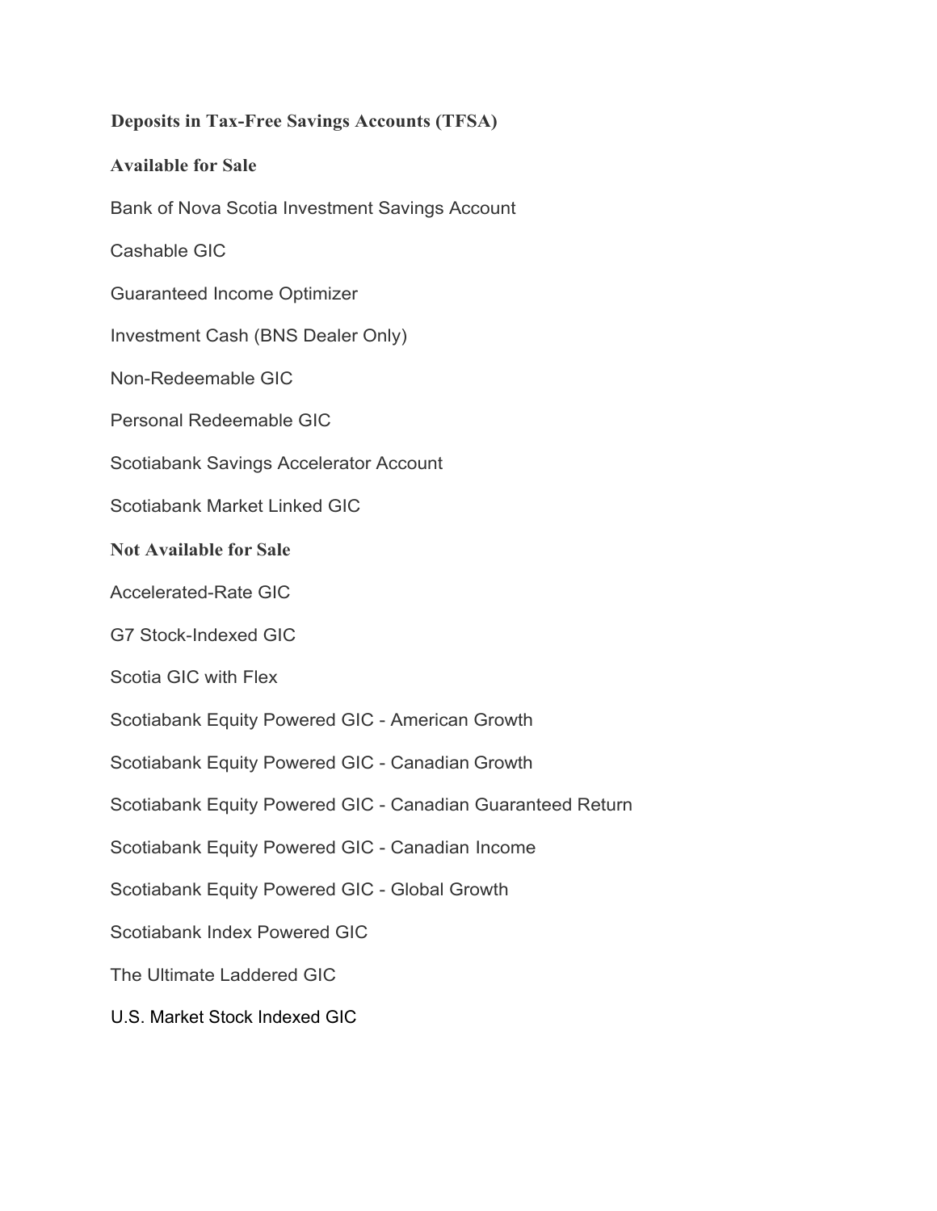## Deposits in Tax-Free Savings Accounts (TFSA)

### Available for Sale

Bank of Nova Scotia Investment Savings Account

Cashable GIC

Guaranteed Income Optimizer

Investment Cash (BNS Dealer Only)

Non-Redeemable GIC

Personal Redeemable GIC

Scotiabank Savings Accelerator Account

Scotiabank Market Linked GIC

### Not Available for Sale

Accelerated-Rate GIC

G7 Stock-Indexed GIC

Scotia GIC with Flex

Scotiabank Equity Powered GIC - American Growth

Scotiabank Equity Powered GIC - Canadian Growth

Scotiabank Equity Powered GIC - Canadian Guaranteed Return

Scotiabank Equity Powered GIC - Canadian Income

Scotiabank Equity Powered GIC - Global Growth

Scotiabank Index Powered GIC

The Ultimate Laddered GIC

U.S. Market Stock Indexed GIC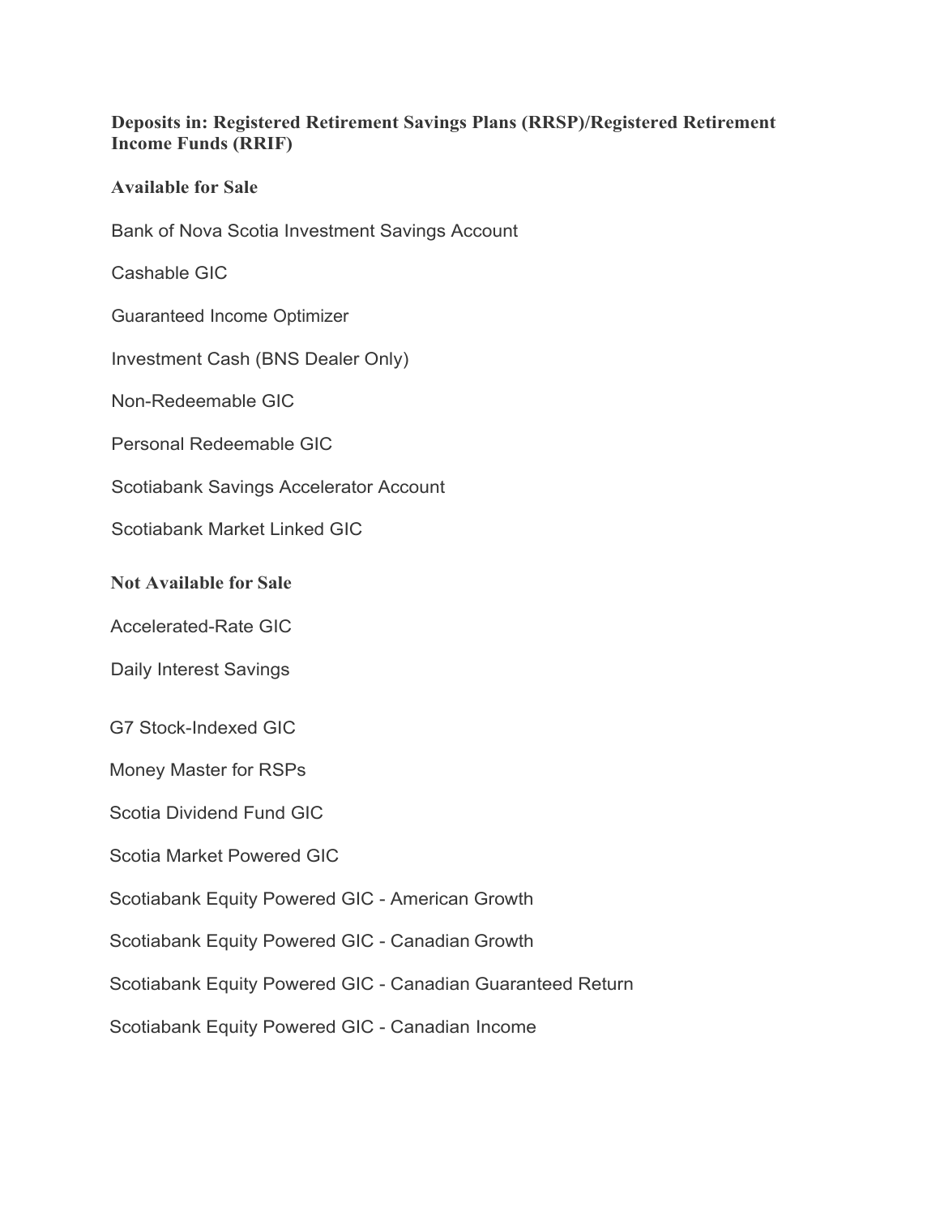### Deposits in: Registered Retirement Savings Plans (RRSP)/Registered Retirement Income Funds (RRIF)

#### Available for Sale

Bank of Nova Scotia Investment Savings Account

Cashable GIC

Guaranteed Income Optimizer

Investment Cash (BNS Dealer Only)

Non-Redeemable GIC

Personal Redeemable GIC

Scotiabank Savings Accelerator Account

Scotiabank Market Linked GIC

#### Not Available for Sale

Accelerated-Rate GIC

Daily Interest Savings

G7 Stock-Indexed GIC

Money Master for RSPs

Scotia Dividend Fund GIC

Scotia Market Powered GIC

Scotiabank Equity Powered GIC - American Growth

Scotiabank Equity Powered GIC - Canadian Growth

Scotiabank Equity Powered GIC - Canadian Guaranteed Return

Scotiabank Equity Powered GIC - Canadian Income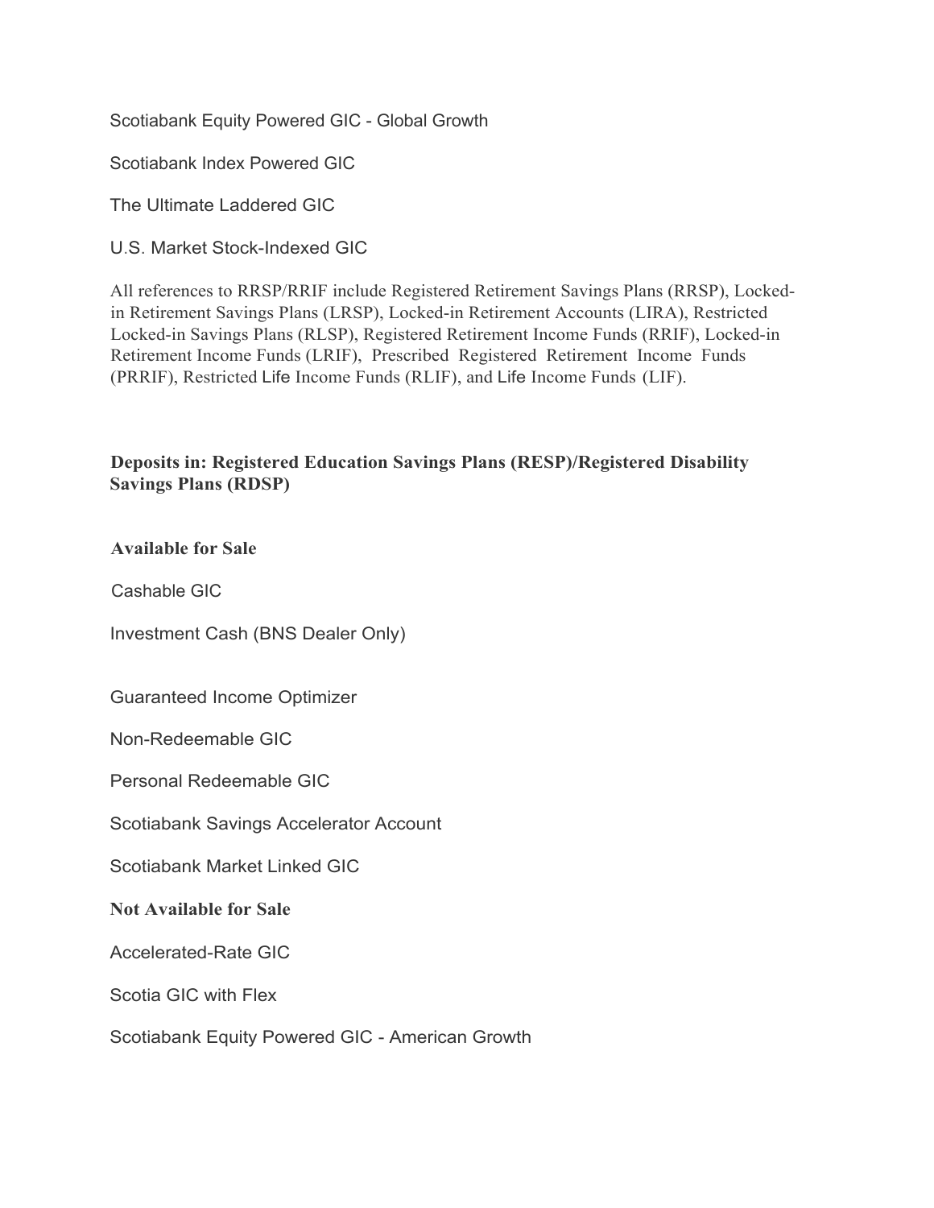Scotiabank Equity Powered GIC - Global Growth

Scotiabank Index Powered GIC

The Ultimate Laddered GIC

U.S. Market Stock-Indexed GIC

All references to RRSP/RRIF include Registered Retirement Savings Plans (RRSP), Locked-in Retirement Savings Plans (LRSP), Locked-in Retirement Accounts (LIRA), Restricted Locked-in Savings Plans (RLSP), Registered Retirement Income Funds (RRIF), Locked-in Retirement Income Funds (LRIF), Prescribed Registered Retirement Income Funds (PRRIF), Restricted Life Income Funds (RLIF), and Life Income Funds (LIF).

**Deposits in: Registered Education Savings Plans (RESP)/Registered Disability Savings Plans (RDSP)**

**Available for Sale**

Cashable GIC

Investment Cash (BNS Dealer Only)

Guaranteed Income Optimizer

Non-Redeemable GIC

Personal Redeemable GIC

Scotiabank Savings Accelerator Account

Scotiabank Market Linked GIC

**Not Available for Sale**

Accelerated-Rate GIC

Scotia GIC with Flex

Scotiabank Equity Powered GIC - American Growth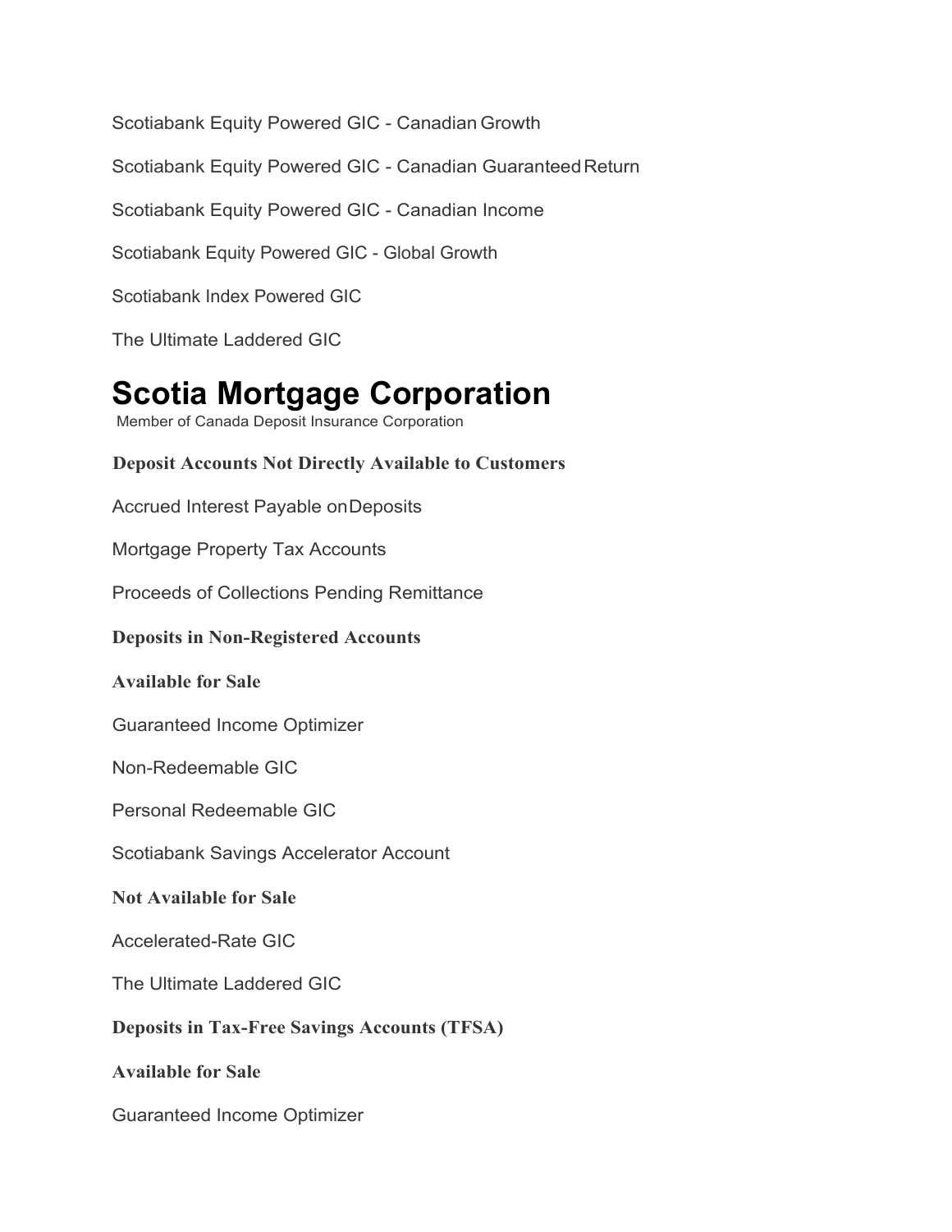Scotiabank Equity Powered GIC - Canadian Growth

Scotiabank Equity Powered GIC - Canadian Guaranteed Return

Scotiabank Equity Powered GIC - Canadian Income

Scotiabank Equity Powered GIC - Global Growth

Scotiabank Index Powered GIC

The Ultimate Laddered GIC

# Scotia Mortgage Corporation

Member of Canada Deposit Insurance Corporation

**Deposit Accounts Not Directly Available to Customers**

Accrued Interest Payable on Deposits

Mortgage Property Tax Accounts

Proceeds of Collections Pending Remittance

**Deposits in Non-Registered Accounts**

**Available for Sale**

Guaranteed Income Optimizer

Non-Redeemable GIC

Personal Redeemable GIC

Scotiabank Savings Accelerator Account

**Not Available for Sale**

Accelerated-Rate GIC

The Ultimate Laddered GIC

**Deposits in Tax-Free Savings Accounts (TFSA)**

**Available for Sale**

Guaranteed Income Optimizer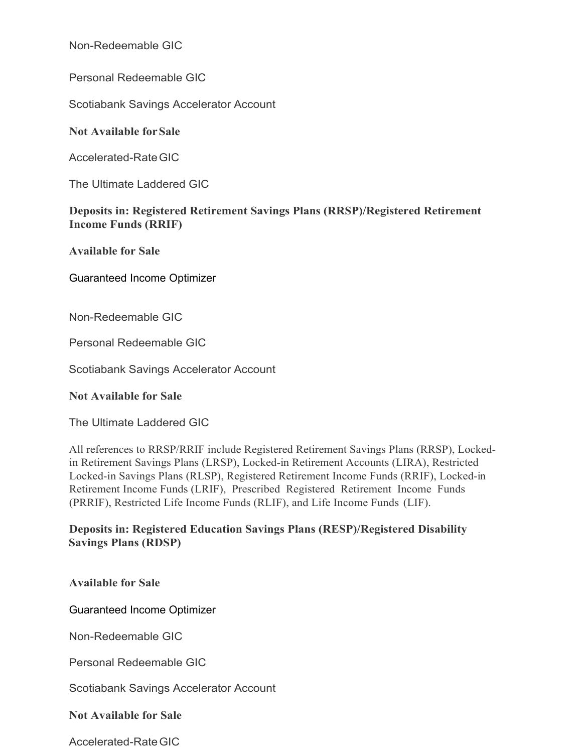Non-Redeemable GIC

Personal Redeemable GIC

Scotiabank Savings Accelerator Account

**Not Available for Sale**

Accelerated-Rate GIC

The Ultimate Laddered GIC

**Deposits in: Registered Retirement Savings Plans (RRSP)/Registered Retirement Income Funds (RRIF)**

**Available for Sale**

Guaranteed Income Optimizer

Non-Redeemable GIC

Personal Redeemable GIC

Scotiabank Savings Accelerator Account

**Not Available for Sale**

The Ultimate Laddered GIC

All references to RRSP/RRIF include Registered Retirement Savings Plans (RRSP), Locked-in Retirement Savings Plans (LRSP), Locked-in Retirement Accounts (LIRA), Restricted Locked-in Savings Plans (RLSP), Registered Retirement Income Funds (RRIF), Locked-in Retirement Income Funds (LRIF), Prescribed Registered Retirement Income Funds (PRRIF), Restricted Life Income Funds (RLIF), and Life Income Funds (LIF).

**Deposits in: Registered Education Savings Plans (RESP)/Registered Disability Savings Plans (RDSP)**

**Available for Sale**

Guaranteed Income Optimizer

Non-Redeemable GIC

Personal Redeemable GIC

Scotiabank Savings Accelerator Account

**Not Available for Sale**

Accelerated-Rate GIC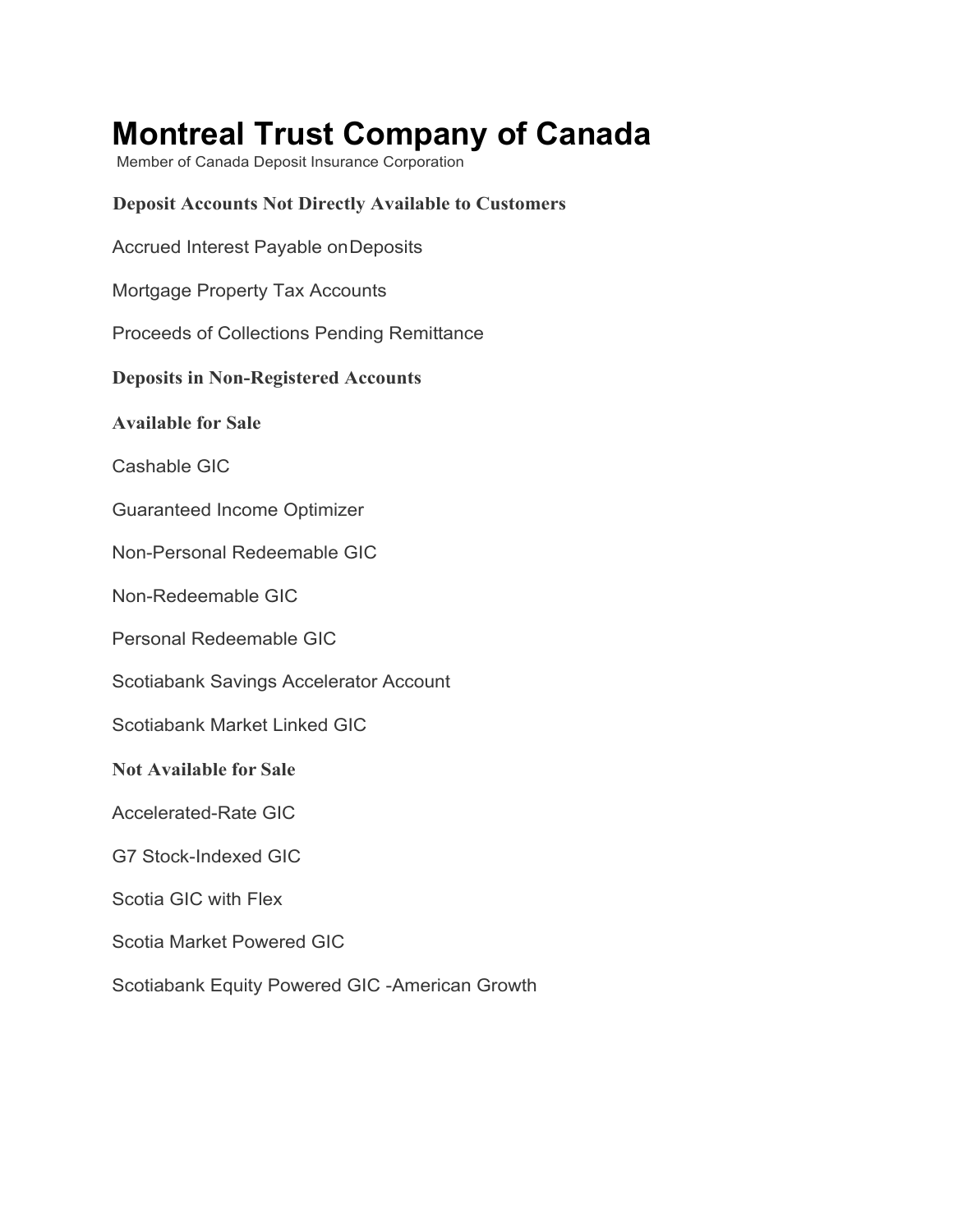# Montreal Trust Company of Canada

Member of Canada Deposit Insurance Corporation

### Deposit Accounts Not Directly Available to Customers

Accrued Interest Payable on Deposits

Mortgage Property Tax Accounts

Proceeds of Collections Pending Remittance

### Deposits in Non-Registered Accounts

#### Available for Sale

Cashable GIC

Guaranteed Income Optimizer

Non-Personal Redeemable GIC

Non-Redeemable GIC

Personal Redeemable GIC

Scotiabank Savings Accelerator Account

Scotiabank Market Linked GIC

#### Not Available for Sale

Accelerated-Rate GIC

G7 Stock-Indexed GIC

Scotia GIC with Flex

Scotia Market Powered GIC

Scotiabank Equity Powered GIC -American Growth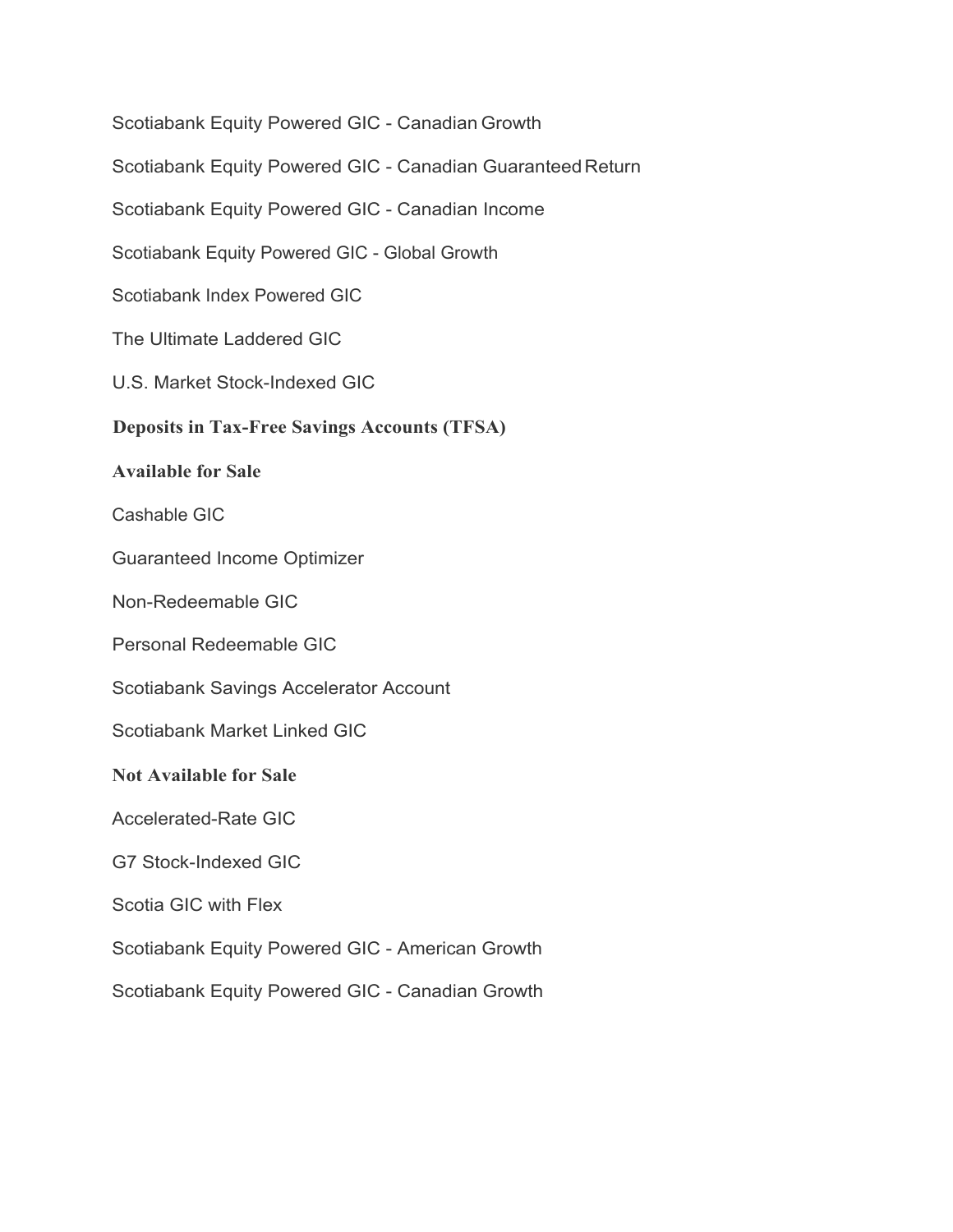Scotiabank Equity Powered GIC - Canadian Growth

Scotiabank Equity Powered GIC - Canadian Guaranteed Return

Scotiabank Equity Powered GIC - Canadian Income

Scotiabank Equity Powered GIC - Global Growth

Scotiabank Index Powered GIC

The Ultimate Laddered GIC

U.S. Market Stock-Indexed GIC

## Deposits in Tax-Free Savings Accounts (TFSA)

### Available for Sale

Cashable GIC

Guaranteed Income Optimizer

Non-Redeemable GIC

Personal Redeemable GIC

Scotiabank Savings Accelerator Account

Scotiabank Market Linked GIC

### Not Available for Sale

Accelerated-Rate GIC

G7 Stock-Indexed GIC

Scotia GIC with Flex

Scotiabank Equity Powered GIC - American Growth

Scotiabank Equity Powered GIC - Canadian Growth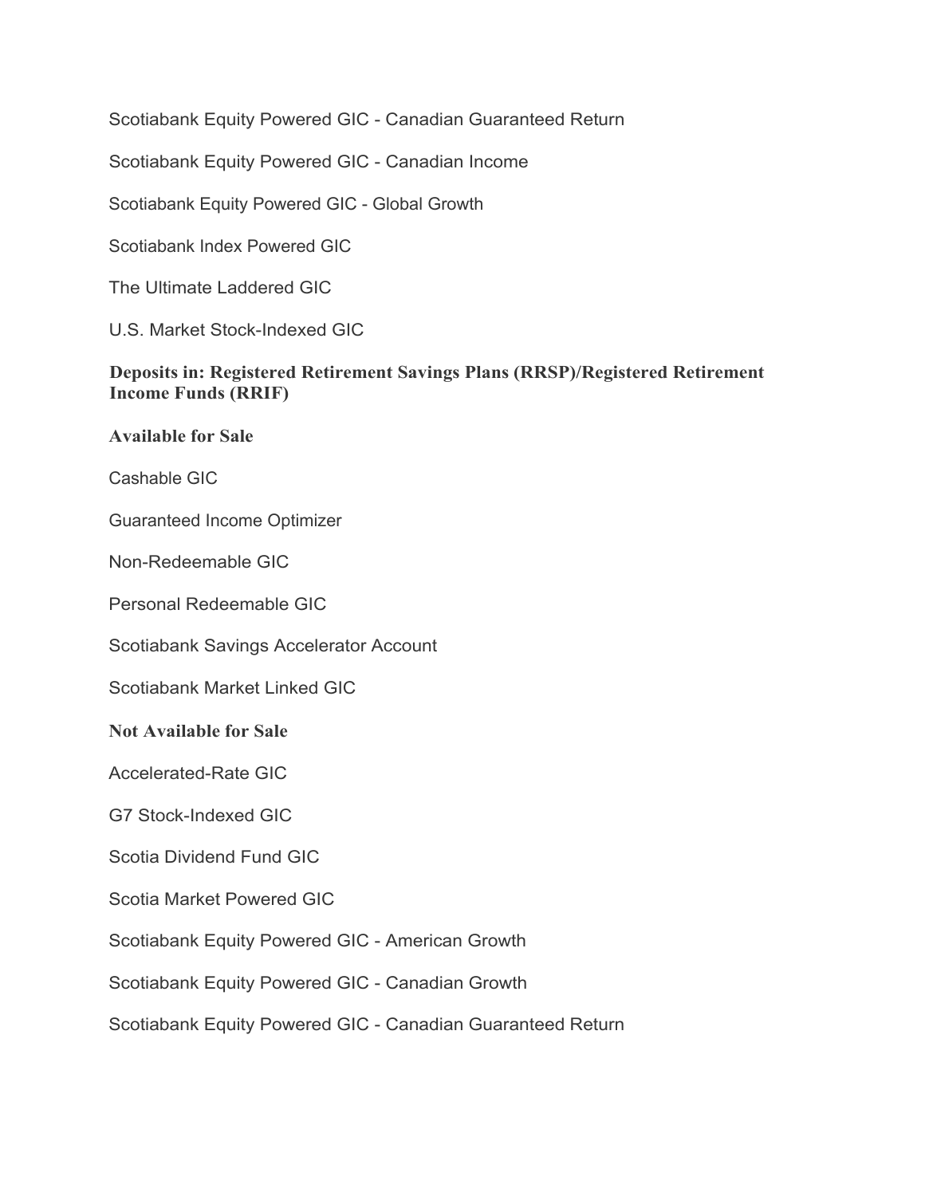Scotiabank Equity Powered GIC - Canadian Guaranteed Return

Scotiabank Equity Powered GIC - Canadian Income

Scotiabank Equity Powered GIC - Global Growth

Scotiabank Index Powered GIC

The Ultimate Laddered GIC

U.S. Market Stock-Indexed GIC

### Deposits in: Registered Retirement Savings Plans (RRSP)/Registered Retirement Income Funds (RRIF)

#### Available for Sale

Cashable GIC

Guaranteed Income Optimizer

Non-Redeemable GIC

Personal Redeemable GIC

Scotiabank Savings Accelerator Account

Scotiabank Market Linked GIC

#### Not Available for Sale

Accelerated-Rate GIC

G7 Stock-Indexed GIC

Scotia Dividend Fund GIC

Scotia Market Powered GIC

Scotiabank Equity Powered GIC - American Growth

Scotiabank Equity Powered GIC - Canadian Growth

Scotiabank Equity Powered GIC - Canadian Guaranteed Return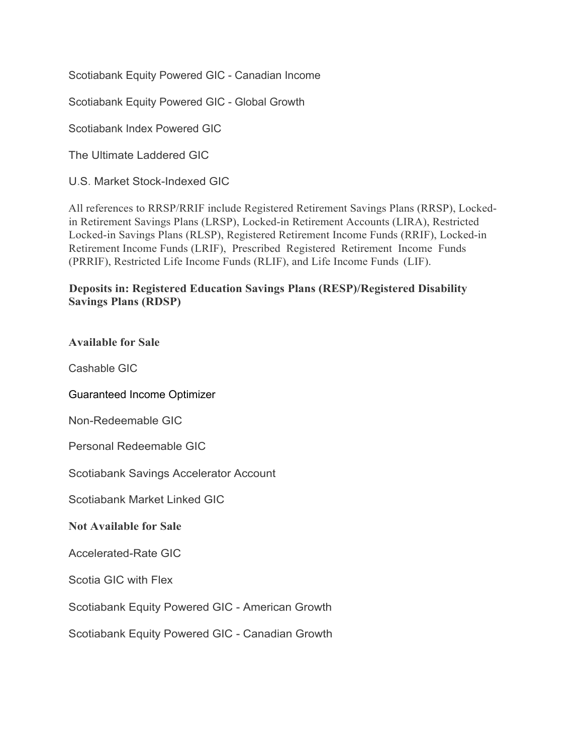Scotiabank Equity Powered GIC - Canadian Income

Scotiabank Equity Powered GIC - Global Growth

Scotiabank Index Powered GIC

The Ultimate Laddered GIC

U.S. Market Stock-Indexed GIC

All references to RRSP/RRIF include Registered Retirement Savings Plans (RRSP), Locked-in Retirement Savings Plans (LRSP), Locked-in Retirement Accounts (LIRA), Restricted Locked-in Savings Plans (RLSP), Registered Retirement Income Funds (RRIF), Locked-in Retirement Income Funds (LRIF), Prescribed Registered Retirement Income Funds (PRRIF), Restricted Life Income Funds (RLIF), and Life Income Funds (LIF).

**Deposits in: Registered Education Savings Plans (RESP)/Registered Disability Savings Plans (RDSP)**

**Available for Sale**

Cashable GIC

Guaranteed Income Optimizer

Non-Redeemable GIC

Personal Redeemable GIC

Scotiabank Savings Accelerator Account

Scotiabank Market Linked GIC

**Not Available for Sale**

Accelerated-Rate GIC

Scotia GIC with Flex

Scotiabank Equity Powered GIC - American Growth

Scotiabank Equity Powered GIC - Canadian Growth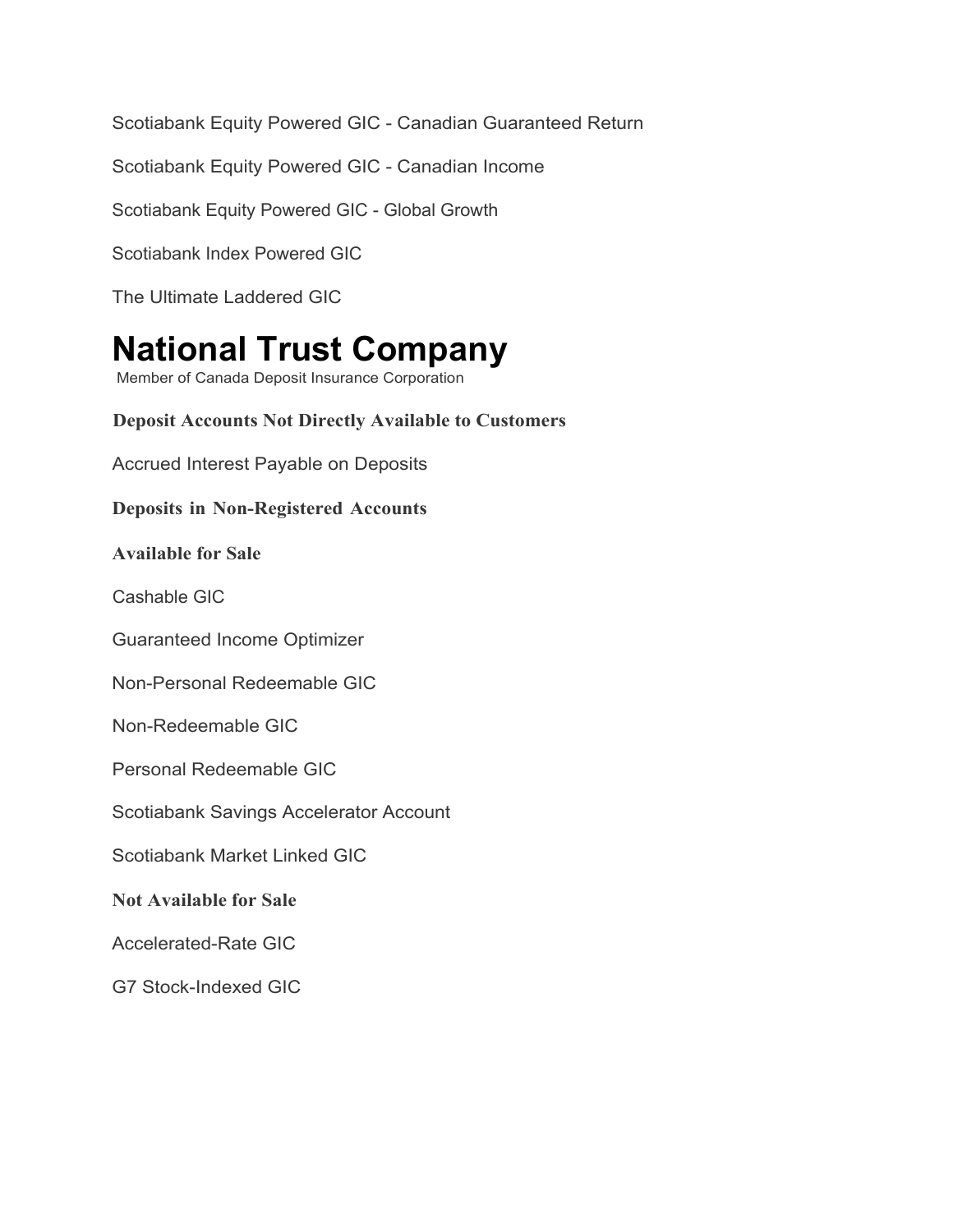Scotiabank Equity Powered GIC - Canadian Guaranteed Return

Scotiabank Equity Powered GIC - Canadian Income

Scotiabank Equity Powered GIC - Global Growth

Scotiabank Index Powered GIC

The Ultimate Laddered GIC

# National Trust Company

Member of Canada Deposit Insurance Corporation

**Deposit Accounts Not Directly Available to Customers**

Accrued Interest Payable on Deposits

**Deposits in Non-Registered Accounts**

**Available for Sale**

Cashable GIC

Guaranteed Income Optimizer

Non-Personal Redeemable GIC

Non-Redeemable GIC

Personal Redeemable GIC

Scotiabank Savings Accelerator Account

Scotiabank Market Linked GIC

**Not Available for Sale**

Accelerated-Rate GIC

G7 Stock-Indexed GIC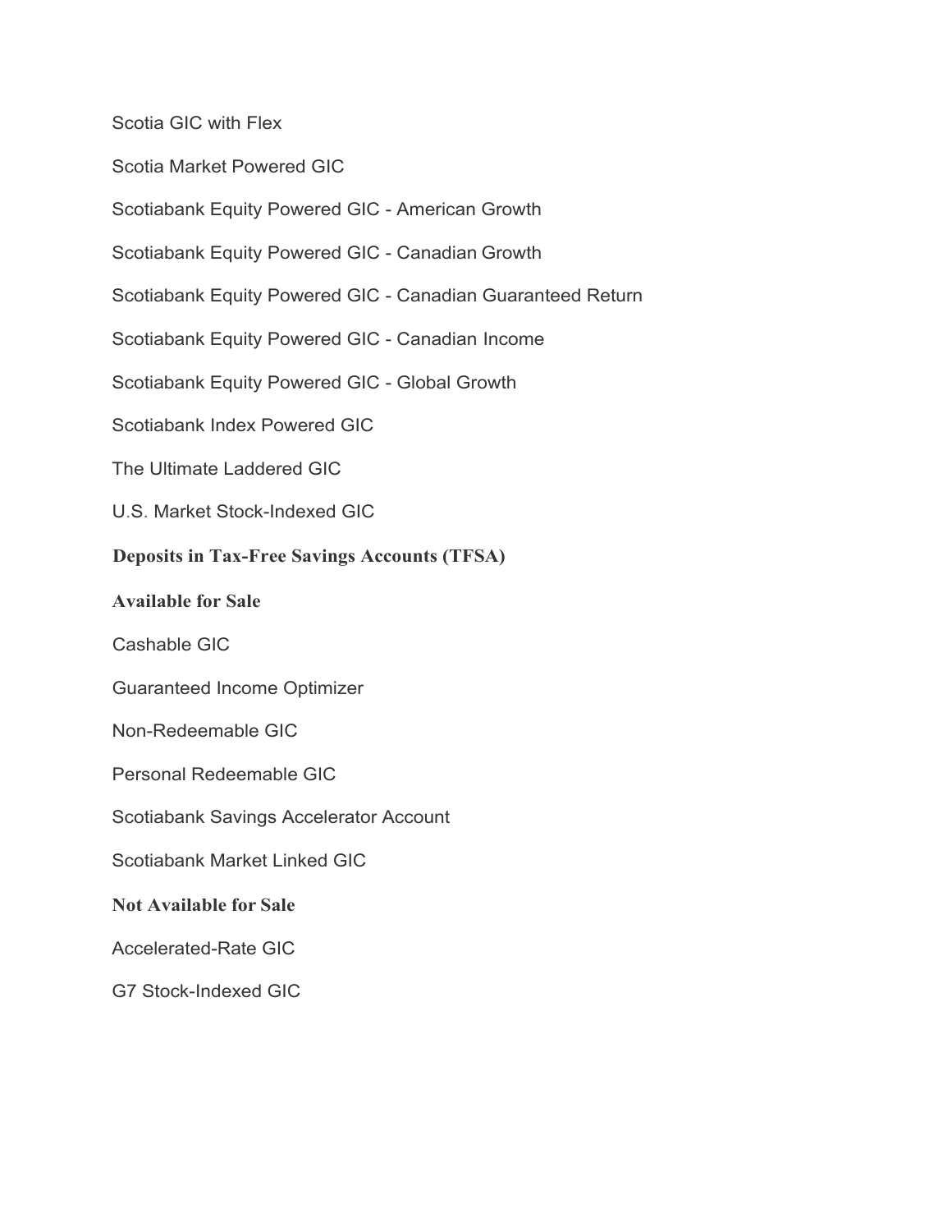Scotia GIC with Flex

Scotia Market Powered GIC

Scotiabank Equity Powered GIC - American Growth

Scotiabank Equity Powered GIC - Canadian Growth

Scotiabank Equity Powered GIC - Canadian Guaranteed Return

Scotiabank Equity Powered GIC - Canadian Income

Scotiabank Equity Powered GIC - Global Growth

Scotiabank Index Powered GIC

The Ultimate Laddered GIC

U.S. Market Stock-Indexed GIC

**Deposits in Tax-Free Savings Accounts (TFSA)**

**Available for Sale**

Cashable GIC

Guaranteed Income Optimizer

Non-Redeemable GIC

Personal Redeemable GIC

Scotiabank Savings Accelerator Account

Scotiabank Market Linked GIC

**Not Available for Sale**

Accelerated-Rate GIC

G7 Stock-Indexed GIC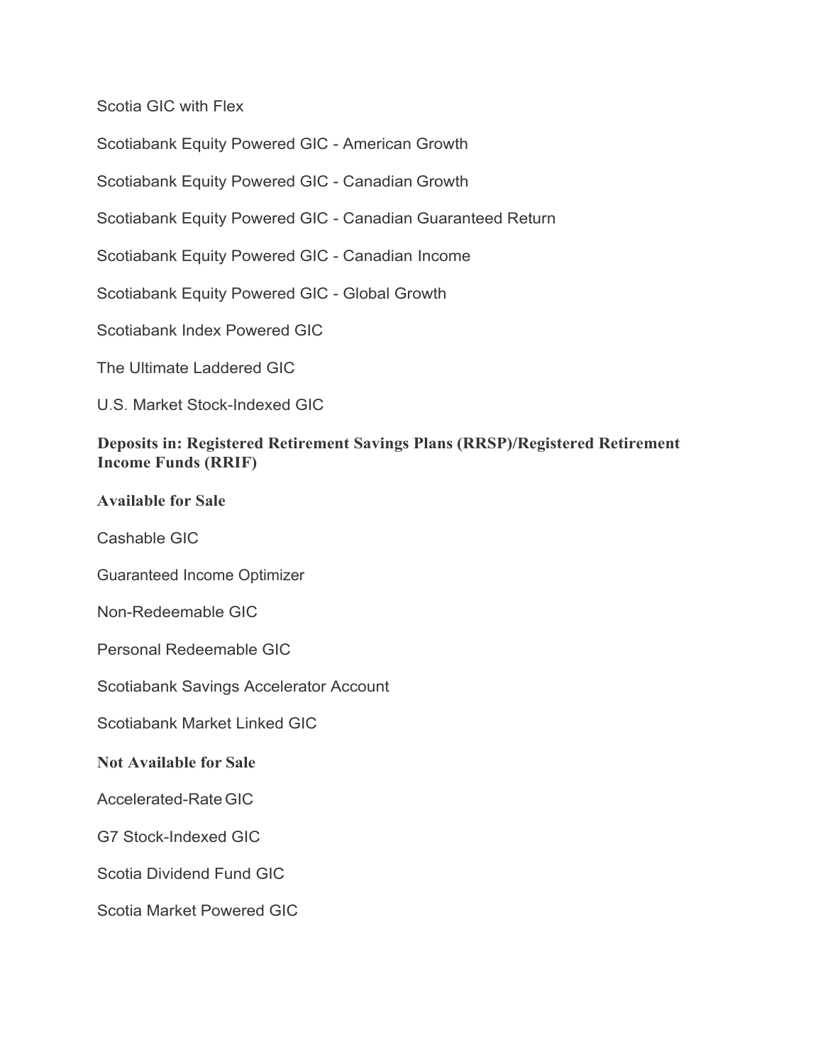Scotia GIC with Flex

Scotiabank Equity Powered GIC - American Growth

Scotiabank Equity Powered GIC - Canadian Growth

Scotiabank Equity Powered GIC - Canadian Guaranteed Return

Scotiabank Equity Powered GIC - Canadian Income

Scotiabank Equity Powered GIC - Global Growth

Scotiabank Index Powered GIC

The Ultimate Laddered GIC

U.S. Market Stock-Indexed GIC

**Deposits in: Registered Retirement Savings Plans (RRSP)/Registered Retirement Income Funds (RRIF)**

**Available for Sale**

Cashable GIC

Guaranteed Income Optimizer

Non-Redeemable GIC

Personal Redeemable GIC

Scotiabank Savings Accelerator Account

Scotiabank Market Linked GIC

**Not Available for Sale**

Accelerated-Rate GIC

G7 Stock-Indexed GIC

Scotia Dividend Fund GIC

Scotia Market Powered GIC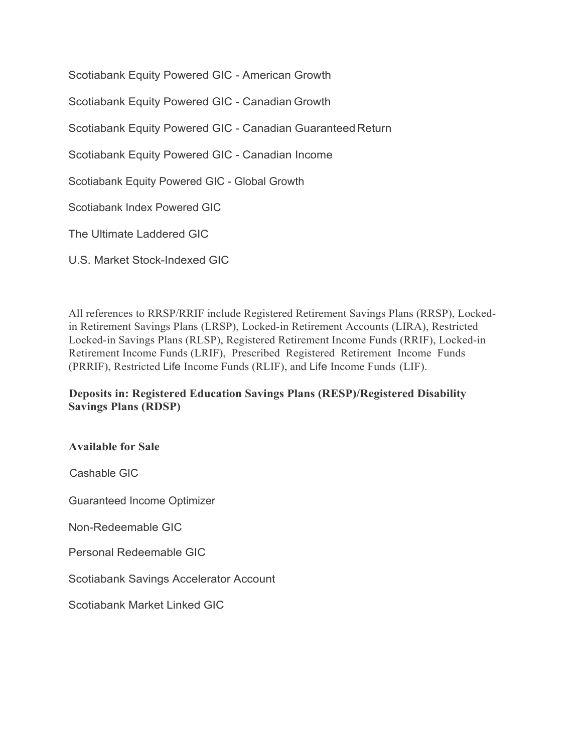Scotiabank Equity Powered GIC - American Growth

Scotiabank Equity Powered GIC - Canadian Growth

Scotiabank Equity Powered GIC - Canadian Guaranteed Return

Scotiabank Equity Powered GIC - Canadian Income

Scotiabank Equity Powered GIC - Global Growth

Scotiabank Index Powered GIC

The Ultimate Laddered GIC

U.S. Market Stock-Indexed GIC

All references to RRSP/RRIF include Registered Retirement Savings Plans (RRSP), Locked-in Retirement Savings Plans (LRSP), Locked-in Retirement Accounts (LIRA), Restricted Locked-in Savings Plans (RLSP), Registered Retirement Income Funds (RRIF), Locked-in Retirement Income Funds (LRIF), Prescribed Registered Retirement Income Funds (PRRIF), Restricted Life Income Funds (RLIF), and Life Income Funds (LIF).

**Deposits in: Registered Education Savings Plans (RESP)/Registered Disability Savings Plans (RDSP)**

**Available for Sale**

Cashable GIC

Guaranteed Income Optimizer

Non-Redeemable GIC

Personal Redeemable GIC

Scotiabank Savings Accelerator Account

Scotiabank Market Linked GIC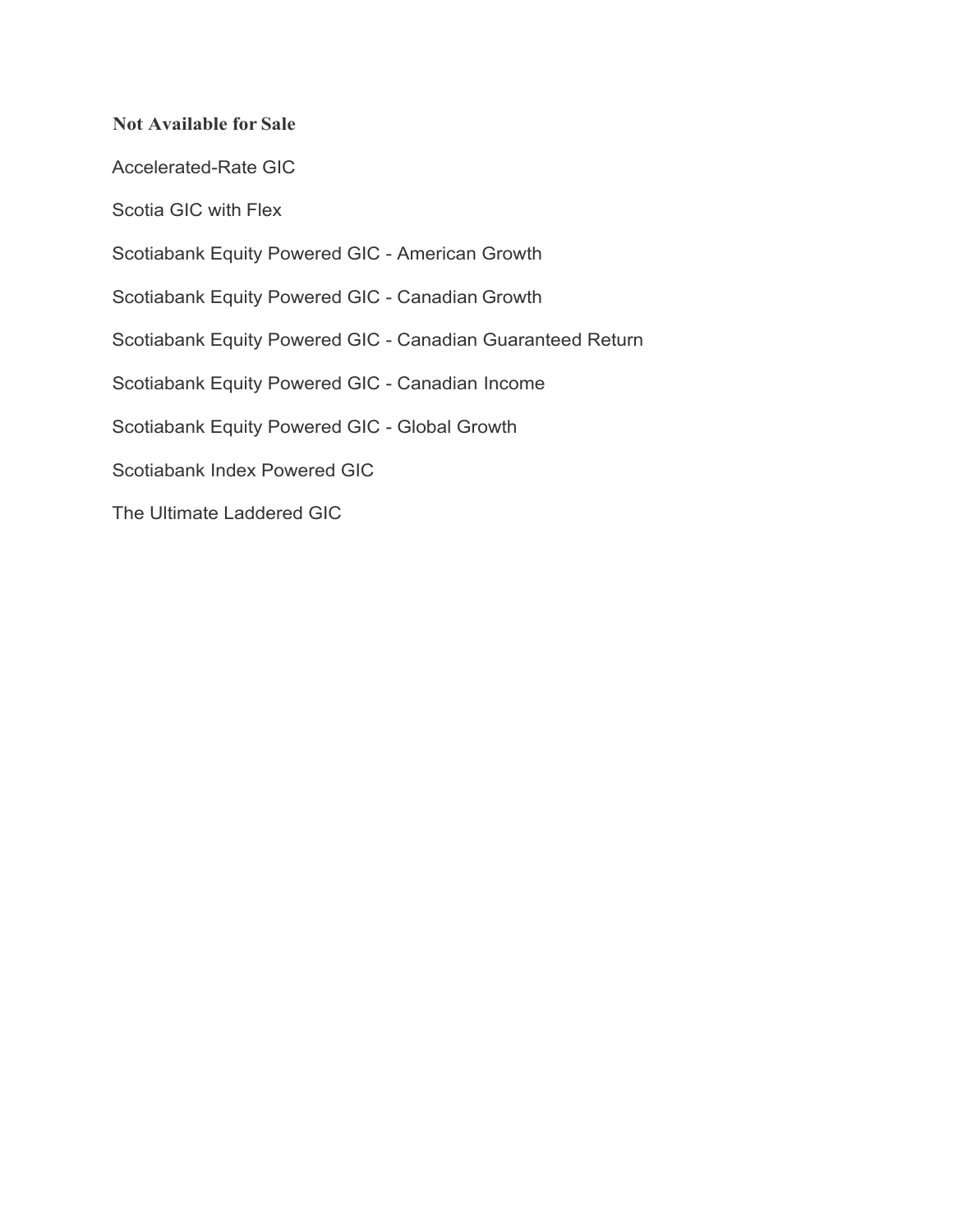**Not Available for Sale**

Accelerated-Rate GIC

Scotia GIC with Flex

Scotiabank Equity Powered GIC - American Growth

Scotiabank Equity Powered GIC - Canadian Growth

Scotiabank Equity Powered GIC - Canadian Guaranteed Return

Scotiabank Equity Powered GIC - Canadian Income

Scotiabank Equity Powered GIC - Global Growth

Scotiabank Index Powered GIC

The Ultimate Laddered GIC